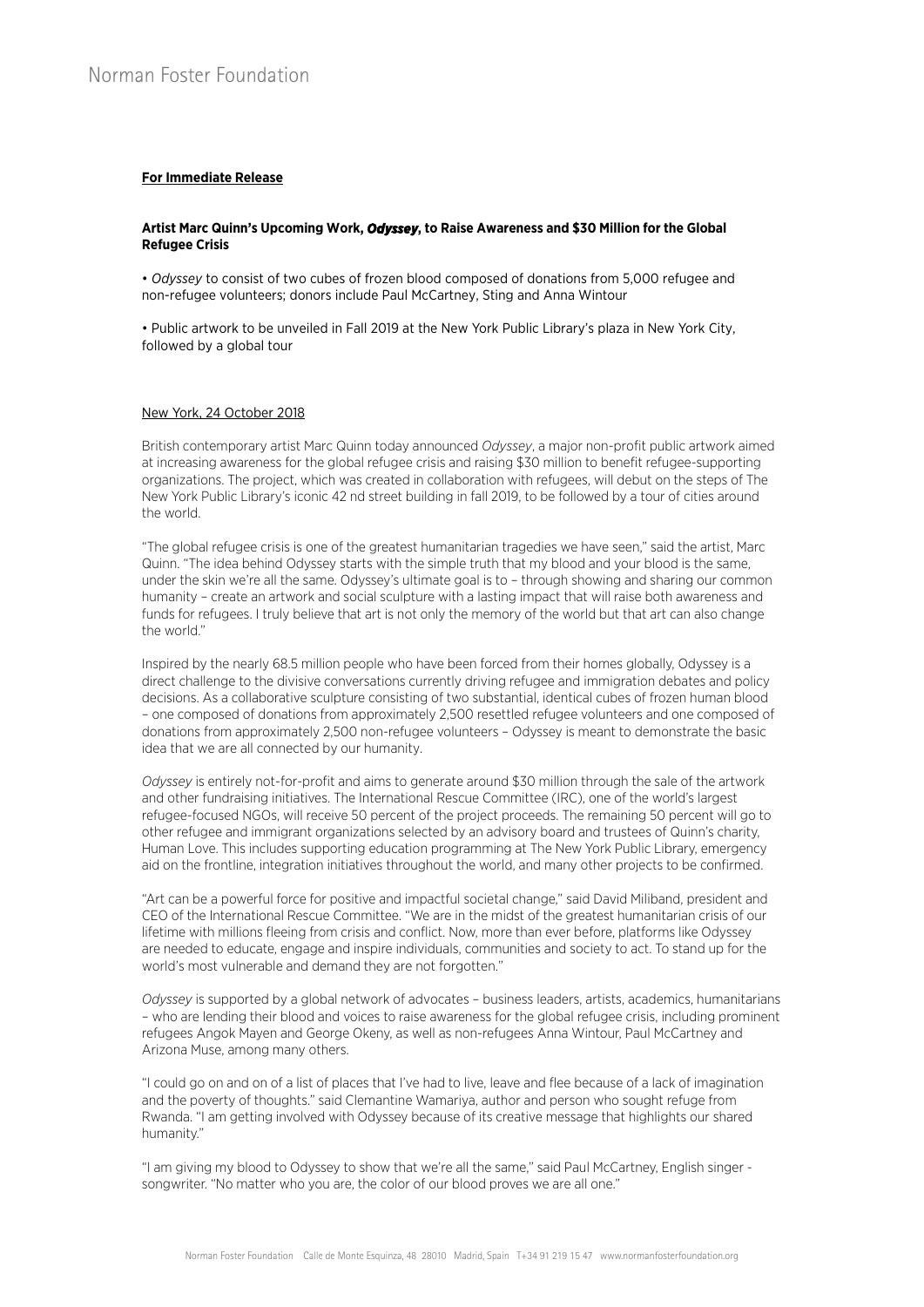**For Immediate Release**

**Artist Marc Quinn's Upcoming Work, *Odyssey*, to Raise Awareness and $30 Million for the Global Refugee Crisis**

• *Odyssey* to consist of two cubes of frozen blood composed of donations from 5,000 refugee and non-refugee volunteers; donors include Paul McCartney, Sting and Anna Wintour

• Public artwork to be unveiled in Fall 2019 at the New York Public Library's plaza in New York City, followed by a global tour

New York, 24 October 2018

British contemporary artist Marc Quinn today announced *Odyssey*, a major non-profit public artwork aimed at increasing awareness for the global refugee crisis and raising $30 million to benefit refugee-supporting organizations. The project, which was created in collaboration with refugees, will debut on the steps of The New York Public Library's iconic 42 nd street building in fall 2019, to be followed by a tour of cities around the world.

"The global refugee crisis is one of the greatest humanitarian tragedies we have seen," said the artist, Marc Quinn. "The idea behind Odyssey starts with the simple truth that my blood and your blood is the same, under the skin we're all the same. Odyssey's ultimate goal is to – through showing and sharing our common humanity – create an artwork and social sculpture with a lasting impact that will raise both awareness and funds for refugees. I truly believe that art is not only the memory of the world but that art can also change the world."

Inspired by the nearly 68.5 million people who have been forced from their homes globally, Odyssey is a direct challenge to the divisive conversations currently driving refugee and immigration debates and policy decisions. As a collaborative sculpture consisting of two substantial, identical cubes of frozen human blood – one composed of donations from approximately 2,500 resettled refugee volunteers and one composed of donations from approximately 2,500 non-refugee volunteers – Odyssey is meant to demonstrate the basic idea that we are all connected by our humanity.

*Odyssey* is entirely not-for-profit and aims to generate around $30 million through the sale of the artwork and other fundraising initiatives. The International Rescue Committee (IRC), one of the world's largest refugee-focused NGOs, will receive 50 percent of the project proceeds. The remaining 50 percent will go to other refugee and immigrant organizations selected by an advisory board and trustees of Quinn's charity, Human Love. This includes supporting education programming at The New York Public Library, emergency aid on the frontline, integration initiatives throughout the world, and many other projects to be confirmed.

"Art can be a powerful force for positive and impactful societal change," said David Miliband, president and CEO of the International Rescue Committee. "We are in the midst of the greatest humanitarian crisis of our lifetime with millions fleeing from crisis and conflict. Now, more than ever before, platforms like Odyssey are needed to educate, engage and inspire individuals, communities and society to act. To stand up for the world's most vulnerable and demand they are not forgotten."

*Odyssey* is supported by a global network of advocates – business leaders, artists, academics, humanitarians – who are lending their blood and voices to raise awareness for the global refugee crisis, including prominent refugees Angok Mayen and George Okeny, as well as non-refugees Anna Wintour, Paul McCartney and Arizona Muse, among many others.

"I could go on and on of a list of places that I've had to live, leave and flee because of a lack of imagination and the poverty of thoughts." said Clementine Wamariya, author and person who sought refuge from Rwanda. "I am getting involved with Odyssey because of its creative message that highlights our shared humanity."

"I am giving my blood to Odyssey to show that we're all the same," said Paul McCartney, English singer - songwriter. "No matter who you are, the color of our blood proves we are all one."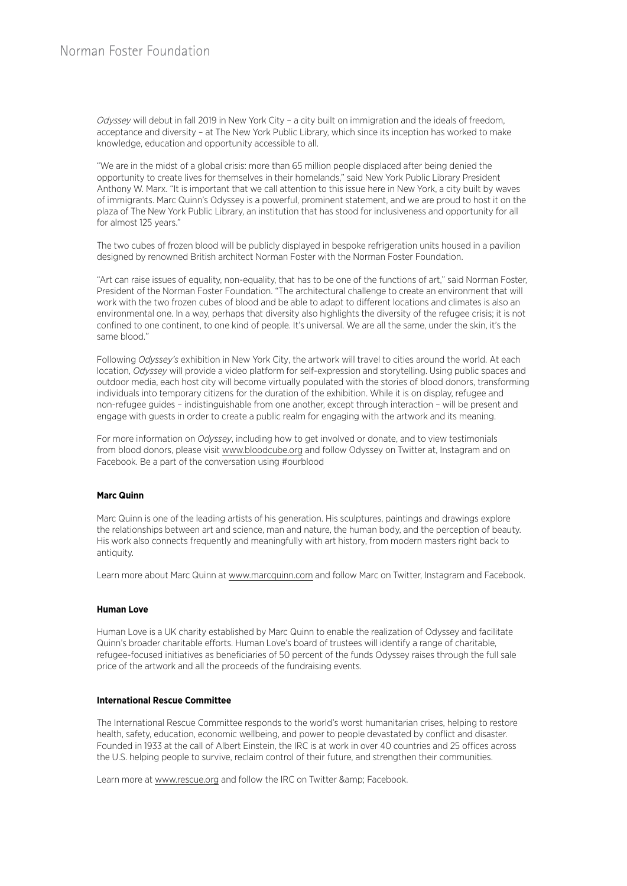*Odyssey* will debut in fall 2019 in New York City – a city built on immigration and the ideals of freedom, acceptance and diversity – at The New York Public Library, which since its inception has worked to make knowledge, education and opportunity accessible to all.

"We are in the midst of a global crisis: more than 65 million people displaced after being denied the opportunity to create lives for themselves in their homelands," said New York Public Library President Anthony W. Marx. "It is important that we call attention to this issue here in New York, a city built by waves of immigrants. Marc Quinn's Odyssey is a powerful, prominent statement, and we are proud to host it on the plaza of The New York Public Library, an institution that has stood for inclusiveness and opportunity for all for almost 125 years."

The two cubes of frozen blood will be publicly displayed in bespoke refrigeration units housed in a pavilion designed by renowned British architect Norman Foster with the Norman Foster Foundation.

"Art can raise issues of equality, non-equality, that has to be one of the functions of art," said Norman Foster, President of the Norman Foster Foundation. "The architectural challenge to create an environment that will work with the two frozen cubes of blood and be able to adapt to different locations and climates is also an environmental one. In a way, perhaps that diversity also highlights the diversity of the refugee crisis; it is not confined to one continent, to one kind of people. It's universal. We are all the same, under the skin, it's the same blood."

Following *Odyssey's* exhibition in New York City, the artwork will travel to cities around the world. At each location, *Odyssey* will provide a video platform for self-expression and storytelling. Using public spaces and outdoor media, each host city will become virtually populated with the stories of blood donors, transforming individuals into temporary citizens for the duration of the exhibition. While it is on display, refugee and non-refugee guides – indistinguishable from one another, except through interaction – will be present and engage with guests in order to create a public realm for engaging with the artwork and its meaning.

For more information on *Odyssey*, including how to get involved or donate, and to view testimonials from blood donors, please visit www.bloodcube.org and follow Odyssey on Twitter at, Instagram and on Facebook. Be a part of the conversation using #ourblood

**Marc Quinn**

Marc Quinn is one of the leading artists of his generation. His sculptures, paintings and drawings explore the relationships between art and science, man and nature, the human body, and the perception of beauty. His work also connects frequently and meaningfully with art history, from modern masters right back to antiquity.

Learn more about Marc Quinn at www.marcquinn.com and follow Marc on Twitter, Instagram and Facebook.

**Human Love**

Human Love is a UK charity established by Marc Quinn to enable the realization of Odyssey and facilitate Quinn's broader charitable efforts. Human Love's board of trustees will identify a range of charitable, refugee-focused initiatives as beneficiaries of 50 percent of the funds Odyssey raises through the full sale price of the artwork and all the proceeds of the fundraising events.

**International Rescue Committee**

The International Rescue Committee responds to the world's worst humanitarian crises, helping to restore health, safety, education, economic wellbeing, and power to people devastated by conflict and disaster. Founded in 1933 at the call of Albert Einstein, the IRC is at work in over 40 countries and 25 offices across the U.S. helping people to survive, reclaim control of their future, and strengthen their communities.

Learn more at www.rescue.org and follow the IRC on Twitter &amp; Facebook.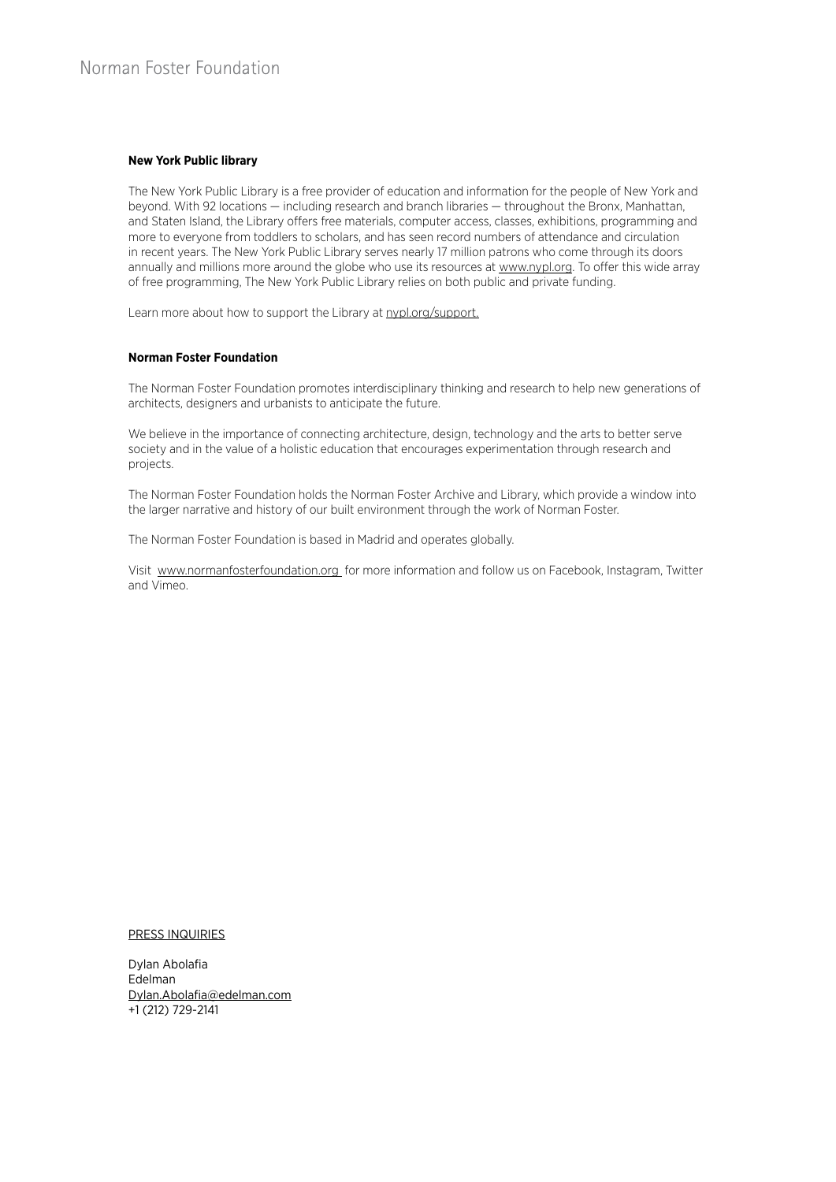**New York Public library**

The New York Public Library is a free provider of education and information for the people of New York and beyond. With 92 locations — including research and branch libraries — throughout the Bronx, Manhattan, and Staten Island, the Library offers free materials, computer access, classes, exhibitions, programming and more to everyone from toddlers to scholars, and has seen record numbers of attendance and circulation in recent years. The New York Public Library serves nearly 17 million patrons who come through its doors annually and millions more around the globe who use its resources at www.nypl.org. To offer this wide array of free programming, The New York Public Library relies on both public and private funding.

Learn more about how to support the Library at nypl.org/support.

**Norman Foster Foundation**

The Norman Foster Foundation promotes interdisciplinary thinking and research to help new generations of architects, designers and urbanists to anticipate the future.

We believe in the importance of connecting architecture, design, technology and the arts to better serve society and in the value of a holistic education that encourages experimentation through research and projects.

The Norman Foster Foundation holds the Norman Foster Archive and Library, which provide a window into the larger narrative and history of our built environment through the work of Norman Foster.

The Norman Foster Foundation is based in Madrid and operates globally.

Visit www.normanfosterfoundation.org for more information and follow us on Facebook, Instagram, Twitter and Vimeo.

PRESS INQUIRIES

Dylan Abolafia
Edelman
Dylan.Abolafia@edelman.com
+1 (212) 729-2141